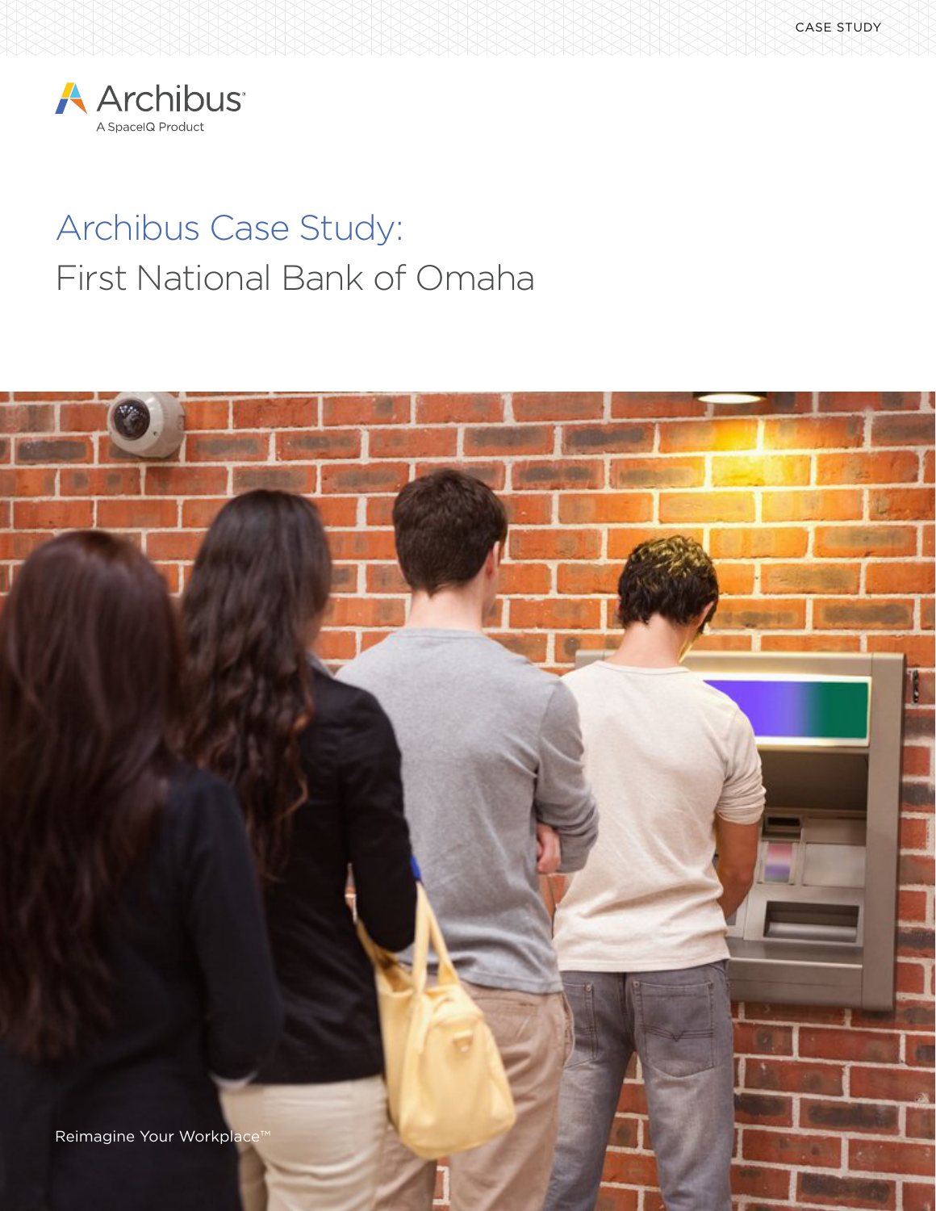CASE STUDY

Archibus

A SpaceIQ Product

# Archibus Case Study:

## First National Bank of Omaha

Reimagine Your Workplace™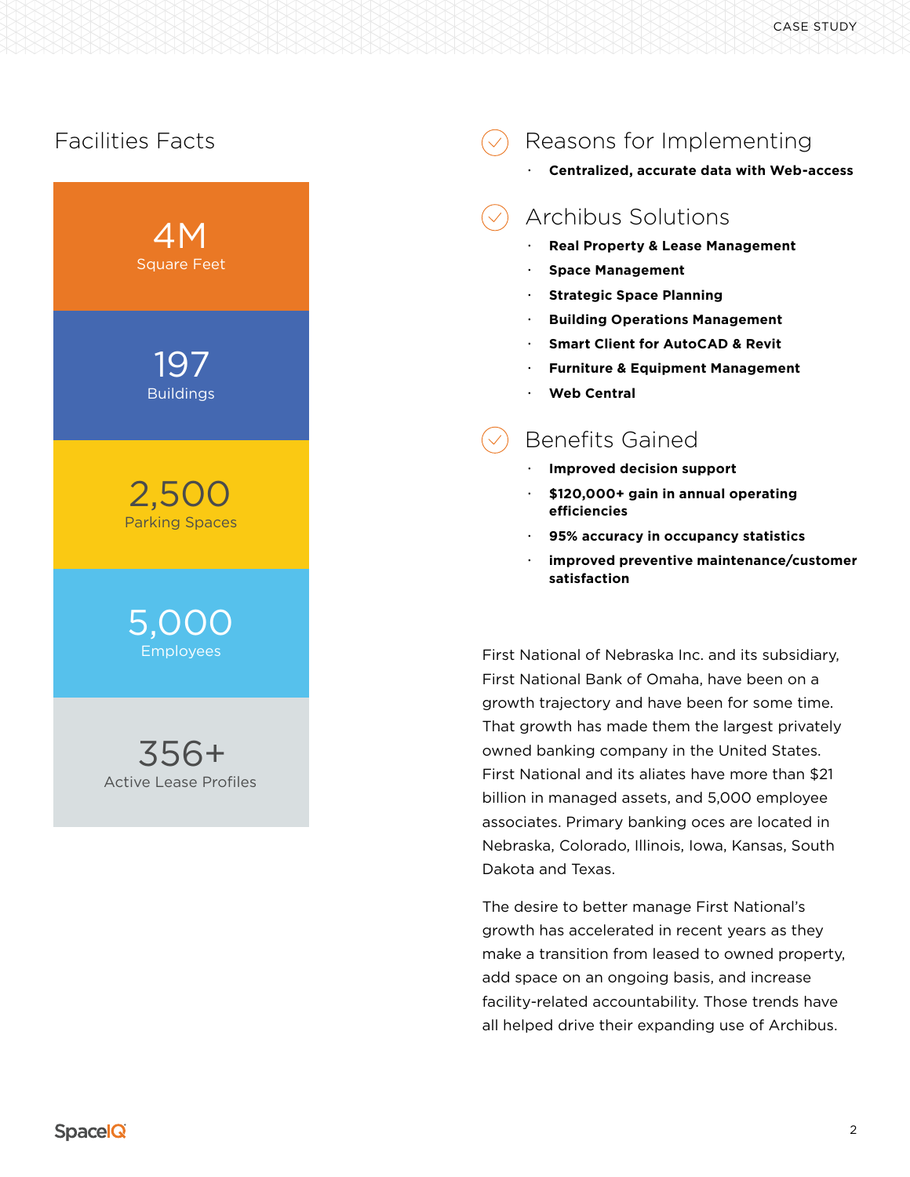## Facilities Facts

**4M**
Square Feet

**197**
Buildings

**2,500**
Parking Spaces

**5,000**
Employees

**356+**
Active Lease Profiles

## Reasons for Implementing

- **Centralized, accurate data with Web-access**

## Archibus Solutions

- **Real Property & Lease Management**
- **Space Management**
- **Strategic Space Planning**
- **Building Operations Management**
- **Smart Client for AutoCAD & Revit**
- **Furniture & Equipment Management**
- **Web Central**

## Benefits Gained

- **Improved decision support**
- **$120,000+ gain in annual operating efficiencies**
- **95% accuracy in occupancy statistics**
- **improved preventive maintenance/customer satisfaction**

First National of Nebraska Inc. and its subsidiary, First National Bank of Omaha, have been on a growth trajectory and have been for some time. That growth has made them the largest privately owned banking company in the United States. First National and its aliates have more than $21 billion in managed assets, and 5,000 employee associates. Primary banking oces are located in Nebraska, Colorado, Illinois, Iowa, Kansas, South Dakota and Texas.

The desire to better manage First National's growth has accelerated in recent years as they make a transition from leased to owned property, add space on an ongoing basis, and increase facility-related accountability. Those trends have all helped drive their expanding use of Archibus.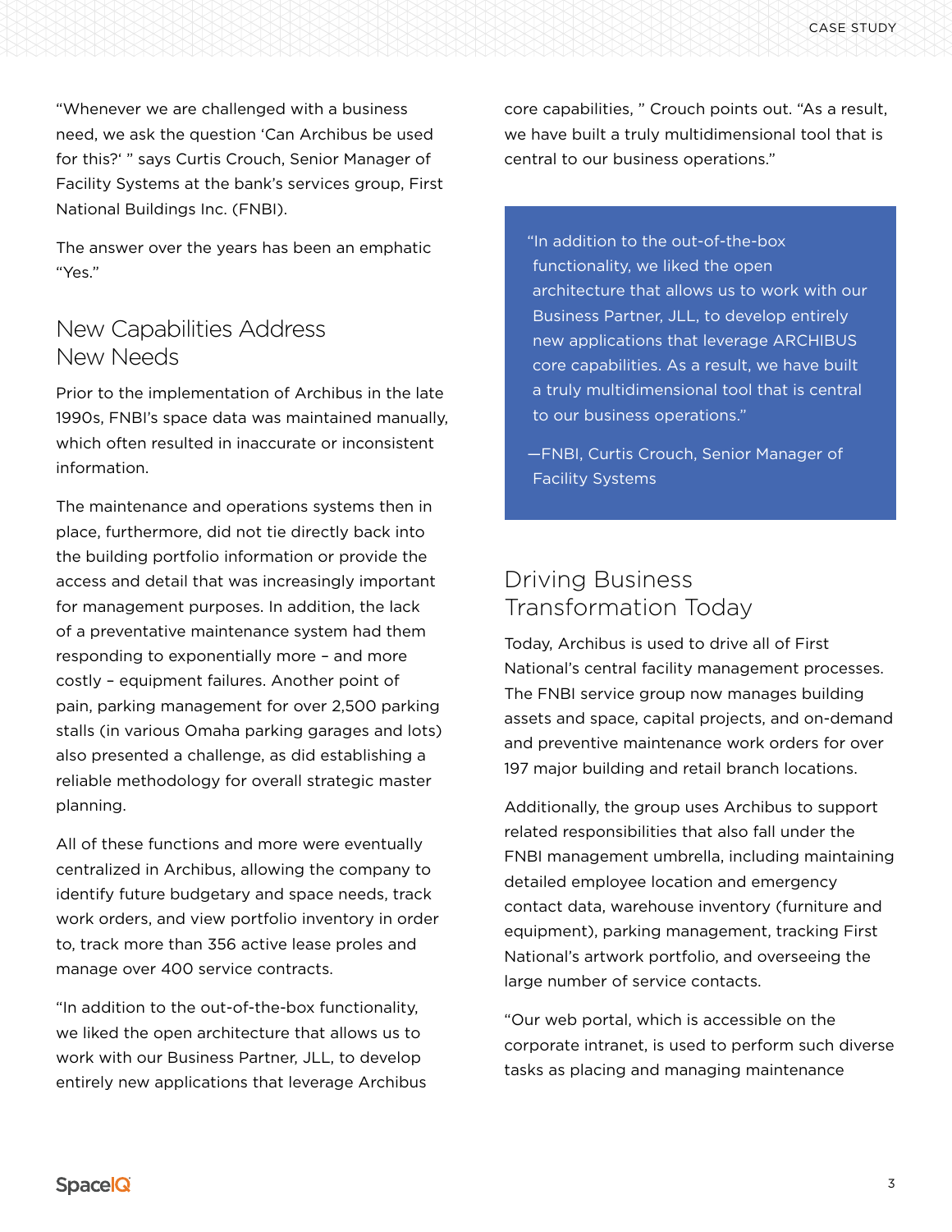"Whenever we are challenged with a business need, we ask the question 'Can Archibus be used for this?' " says Curtis Crouch, Senior Manager of Facility Systems at the bank's services group, First National Buildings Inc. (FNBI).

The answer over the years has been an emphatic "Yes."

## New Capabilities Address New Needs

Prior to the implementation of Archibus in the late 1990s, FNBI's space data was maintained manually, which often resulted in inaccurate or inconsistent information.

The maintenance and operations systems then in place, furthermore, did not tie directly back into the building portfolio information or provide the access and detail that was increasingly important for management purposes. In addition, the lack of a preventative maintenance system had them responding to exponentially more – and more costly – equipment failures. Another point of pain, parking management for over 2,500 parking stalls (in various Omaha parking garages and lots) also presented a challenge, as did establishing a reliable methodology for overall strategic master planning.

All of these functions and more were eventually centralized in Archibus, allowing the company to identify future budgetary and space needs, track work orders, and view portfolio inventory in order to, track more than 356 active lease proles and manage over 400 service contracts.

"In addition to the out-of-the-box functionality, we liked the open architecture that allows us to work with our Business Partner, JLL, to develop entirely new applications that leverage Archibus core capabilities, " Crouch points out. "As a result, we have built a truly multidimensional tool that is central to our business operations."

> "In addition to the out-of-the-box functionality, we liked the open architecture that allows us to work with our Business Partner, JLL, to develop entirely new applications that leverage ARCHIBUS core capabilities. As a result, we have built a truly multidimensional tool that is central to our business operations."
>
> —FNBI, Curtis Crouch, Senior Manager of Facility Systems

## Driving Business Transformation Today

Today, Archibus is used to drive all of First National's central facility management processes. The FNBI service group now manages building assets and space, capital projects, and on-demand and preventive maintenance work orders for over 197 major building and retail branch locations.

Additionally, the group uses Archibus to support related responsibilities that also fall under the FNBI management umbrella, including maintaining detailed employee location and emergency contact data, warehouse inventory (furniture and equipment), parking management, tracking First National's artwork portfolio, and overseeing the large number of service contacts.

"Our web portal, which is accessible on the corporate intranet, is used to perform such diverse tasks as placing and managing maintenance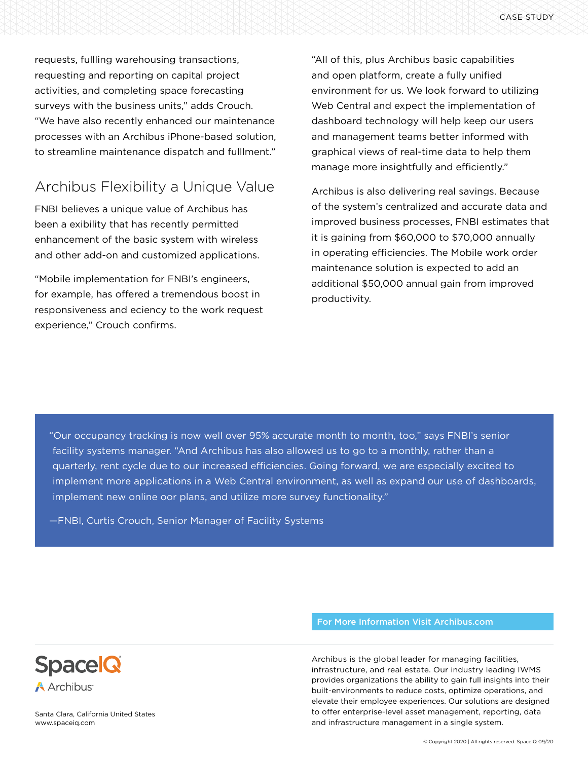requests, fullling warehousing transactions, requesting and reporting on capital project activities, and completing space forecasting surveys with the business units," adds Crouch. "We have also recently enhanced our maintenance processes with an Archibus iPhone-based solution, to streamline maintenance dispatch and fulllment."

## Archibus Flexibility a Unique Value

FNBI believes a unique value of Archibus has been a exibility that has recently permitted enhancement of the basic system with wireless and other add-on and customized applications.

"Mobile implementation for FNBI's engineers, for example, has offered a tremendous boost in responsiveness and eciency to the work request experience," Crouch confirms.

"All of this, plus Archibus basic capabilities and open platform, create a fully unified environment for us. We look forward to utilizing Web Central and expect the implementation of dashboard technology will help keep our users and management teams better informed with graphical views of real-time data to help them manage more insightfully and efficiently."

Archibus is also delivering real savings. Because of the system's centralized and accurate data and improved business processes, FNBI estimates that it is gaining from $60,000 to $70,000 annually in operating efficiencies. The Mobile work order maintenance solution is expected to add an additional $50,000 annual gain from improved productivity.

> "Our occupancy tracking is now well over 95% accurate month to month, too," says FNBI's senior facility systems manager. "And Archibus has also allowed us to go to a monthly, rather than a quarterly, rent cycle due to our increased efficiencies. Going forward, we are especially excited to implement more applications in a Web Central environment, as well as expand our use of dashboards, implement new online oor plans, and utilize more survey functionality."
>
> —FNBI, Curtis Crouch, Senior Manager of Facility Systems

**For More Information Visit Archibus.com**

SpaceIQ
Archibus

Santa Clara, California United States
www.spaceiq.com

Archibus is the global leader for managing facilities, infrastructure, and real estate. Our industry leading IWMS provides organizations the ability to gain full insights into their built-environments to reduce costs, optimize operations, and elevate their employee experiences. Our solutions are designed to offer enterprise-level asset management, reporting, data and infrastructure management in a single system.

© Copyright 2020 | All rights reserved. SpaceIQ 09/20